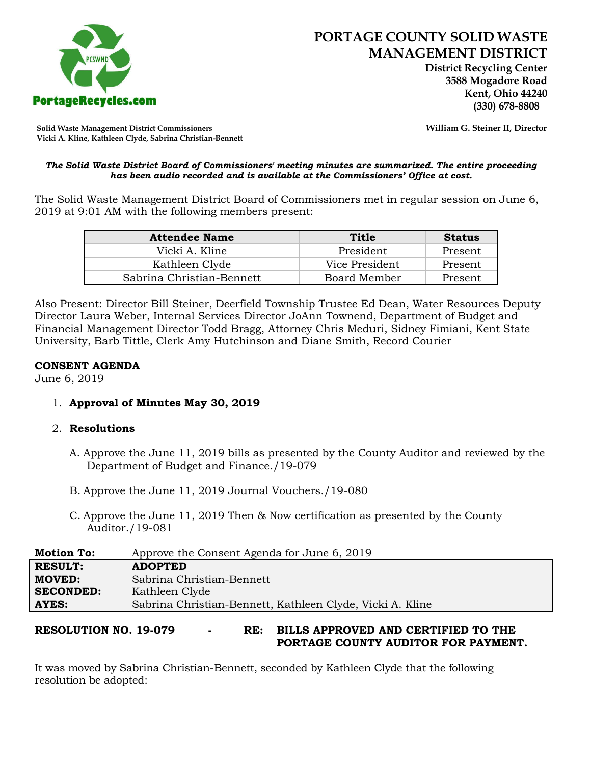# PORTAGE COUNTY SOLID WASTE MANAGEMENT DISTRICT

**District Recycling Center**
**3588 Mogadore Road**
**Kent, Ohio 44240**
**(330) 678-8808**

PortageRecycles.com

**Solid Waste Management District Commissioners**
**Vicki A. Kline, Kathleen Clyde, Sabrina Christian-Bennett**

**William G. Steiner II, Director**

***The Solid Waste District Board of Commissioners' meeting minutes are summarized. The entire proceeding has been audio recorded and is available at the Commissioners' Office at cost.***

The Solid Waste Management District Board of Commissioners met in regular session on June 6, 2019 at 9:01 AM with the following members present:

| Attendee Name | Title | Status |
|---|---|---|
| Vicki A. Kline | President | Present |
| Kathleen Clyde | Vice President | Present |
| Sabrina Christian-Bennett | Board Member | Present |

Also Present: Director Bill Steiner, Deerfield Township Trustee Ed Dean, Water Resources Deputy Director Laura Weber, Internal Services Director JoAnn Townend, Department of Budget and Financial Management Director Todd Bragg, Attorney Chris Meduri, Sidney Fimiani, Kent State University, Barb Tittle, Clerk Amy Hutchinson and Diane Smith, Record Courier

**CONSENT AGENDA**
June 6, 2019

1. **Approval of Minutes May 30, 2019**

2. **Resolutions**

   A. Approve the June 11, 2019 bills as presented by the County Auditor and reviewed by the Department of Budget and Finance./19-079

   B. Approve the June 11, 2019 Journal Vouchers./19-080

   C. Approve the June 11, 2019 Then & Now certification as presented by the County Auditor./19-081

| **Motion To:** | Approve the Consent Agenda for June 6, 2019 |
|---|---|
| **RESULT:** | **ADOPTED** |
| **MOVED:** | Sabrina Christian-Bennett |
| **SECONDED:** | Kathleen Clyde |
| **AYES:** | Sabrina Christian-Bennett, Kathleen Clyde, Vicki A. Kline |

**RESOLUTION NO. 19-079 - RE: BILLS APPROVED AND CERTIFIED TO THE PORTAGE COUNTY AUDITOR FOR PAYMENT.**

It was moved by Sabrina Christian-Bennett, seconded by Kathleen Clyde that the following resolution be adopted: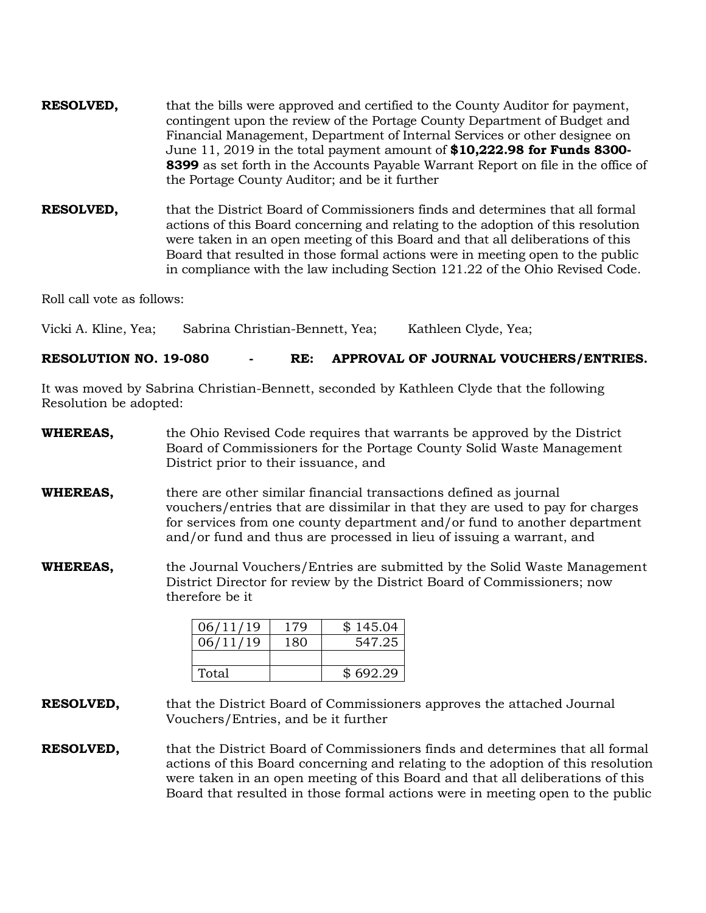**RESOLVED,** that the bills were approved and certified to the County Auditor for payment, contingent upon the review of the Portage County Department of Budget and Financial Management, Department of Internal Services or other designee on June 11, 2019 in the total payment amount of **$10,222.98 for Funds 8300-8399** as set forth in the Accounts Payable Warrant Report on file in the office of the Portage County Auditor; and be it further

**RESOLVED,** that the District Board of Commissioners finds and determines that all formal actions of this Board concerning and relating to the adoption of this resolution were taken in an open meeting of this Board and that all deliberations of this Board that resulted in those formal actions were in meeting open to the public in compliance with the law including Section 121.22 of the Ohio Revised Code.

Roll call vote as follows:

Vicki A. Kline, Yea; Sabrina Christian-Bennett, Yea; Kathleen Clyde, Yea;

**RESOLUTION NO. 19-080 - RE: APPROVAL OF JOURNAL VOUCHERS/ENTRIES.**

It was moved by Sabrina Christian-Bennett, seconded by Kathleen Clyde that the following Resolution be adopted:

**WHEREAS,** the Ohio Revised Code requires that warrants be approved by the District Board of Commissioners for the Portage County Solid Waste Management District prior to their issuance, and

**WHEREAS,** there are other similar financial transactions defined as journal vouchers/entries that are dissimilar in that they are used to pay for charges for services from one county department and/or fund to another department and/or fund and thus are processed in lieu of issuing a warrant, and

**WHEREAS,** the Journal Vouchers/Entries are submitted by the Solid Waste Management District Director for review by the District Board of Commissioners; now therefore be it

| | | |
|---|---|---|
| 06/11/19 | 179 | $ 145.04 |
| 06/11/19 | 180 | 547.25 |
| | | |
| Total | | $ 692.29 |

**RESOLVED,** that the District Board of Commissioners approves the attached Journal Vouchers/Entries, and be it further

**RESOLVED,** that the District Board of Commissioners finds and determines that all formal actions of this Board concerning and relating to the adoption of this resolution were taken in an open meeting of this Board and that all deliberations of this Board that resulted in those formal actions were in meeting open to the public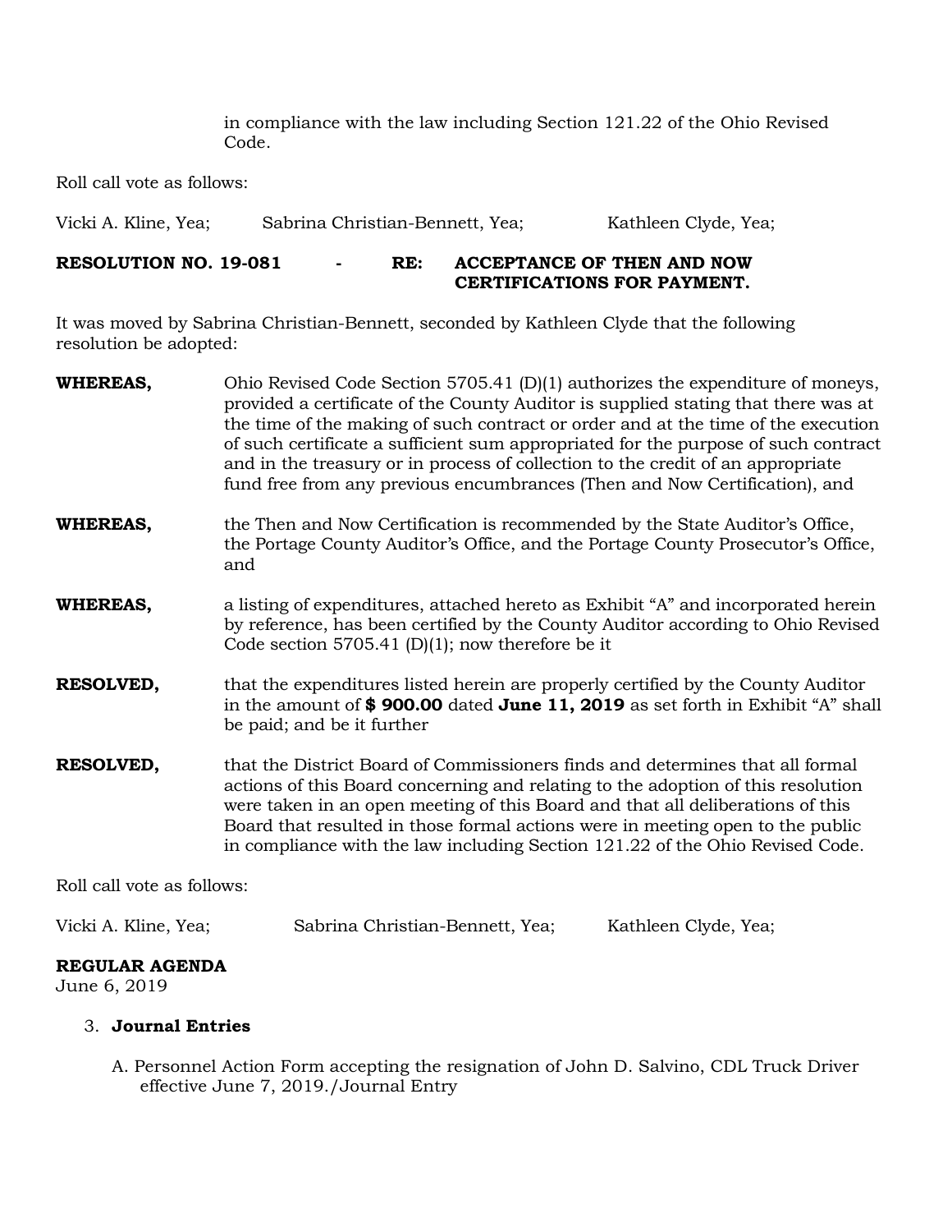in compliance with the law including Section 121.22 of the Ohio Revised Code.

Roll call vote as follows:

Vicki A. Kline, Yea; Sabrina Christian-Bennett, Yea; Kathleen Clyde, Yea;

**RESOLUTION NO. 19-081 - RE: ACCEPTANCE OF THEN AND NOW CERTIFICATIONS FOR PAYMENT.**

It was moved by Sabrina Christian-Bennett, seconded by Kathleen Clyde that the following resolution be adopted:

**WHEREAS,** Ohio Revised Code Section 5705.41 (D)(1) authorizes the expenditure of moneys, provided a certificate of the County Auditor is supplied stating that there was at the time of the making of such contract or order and at the time of the execution of such certificate a sufficient sum appropriated for the purpose of such contract and in the treasury or in process of collection to the credit of an appropriate fund free from any previous encumbrances (Then and Now Certification), and

**WHEREAS,** the Then and Now Certification is recommended by the State Auditor's Office, the Portage County Auditor's Office, and the Portage County Prosecutor's Office, and

**WHEREAS,** a listing of expenditures, attached hereto as Exhibit "A" and incorporated herein by reference, has been certified by the County Auditor according to Ohio Revised Code section 5705.41 (D)(1); now therefore be it

**RESOLVED,** that the expenditures listed herein are properly certified by the County Auditor in the amount of **$ 900.00** dated **June 11, 2019** as set forth in Exhibit "A" shall be paid; and be it further

**RESOLVED,** that the District Board of Commissioners finds and determines that all formal actions of this Board concerning and relating to the adoption of this resolution were taken in an open meeting of this Board and that all deliberations of this Board that resulted in those formal actions were in meeting open to the public in compliance with the law including Section 121.22 of the Ohio Revised Code.

Roll call vote as follows:

Vicki A. Kline, Yea; Sabrina Christian-Bennett, Yea; Kathleen Clyde, Yea;

**REGULAR AGENDA**
June 6, 2019

3. **Journal Entries**

   A. Personnel Action Form accepting the resignation of John D. Salvino, CDL Truck Driver effective June 7, 2019./Journal Entry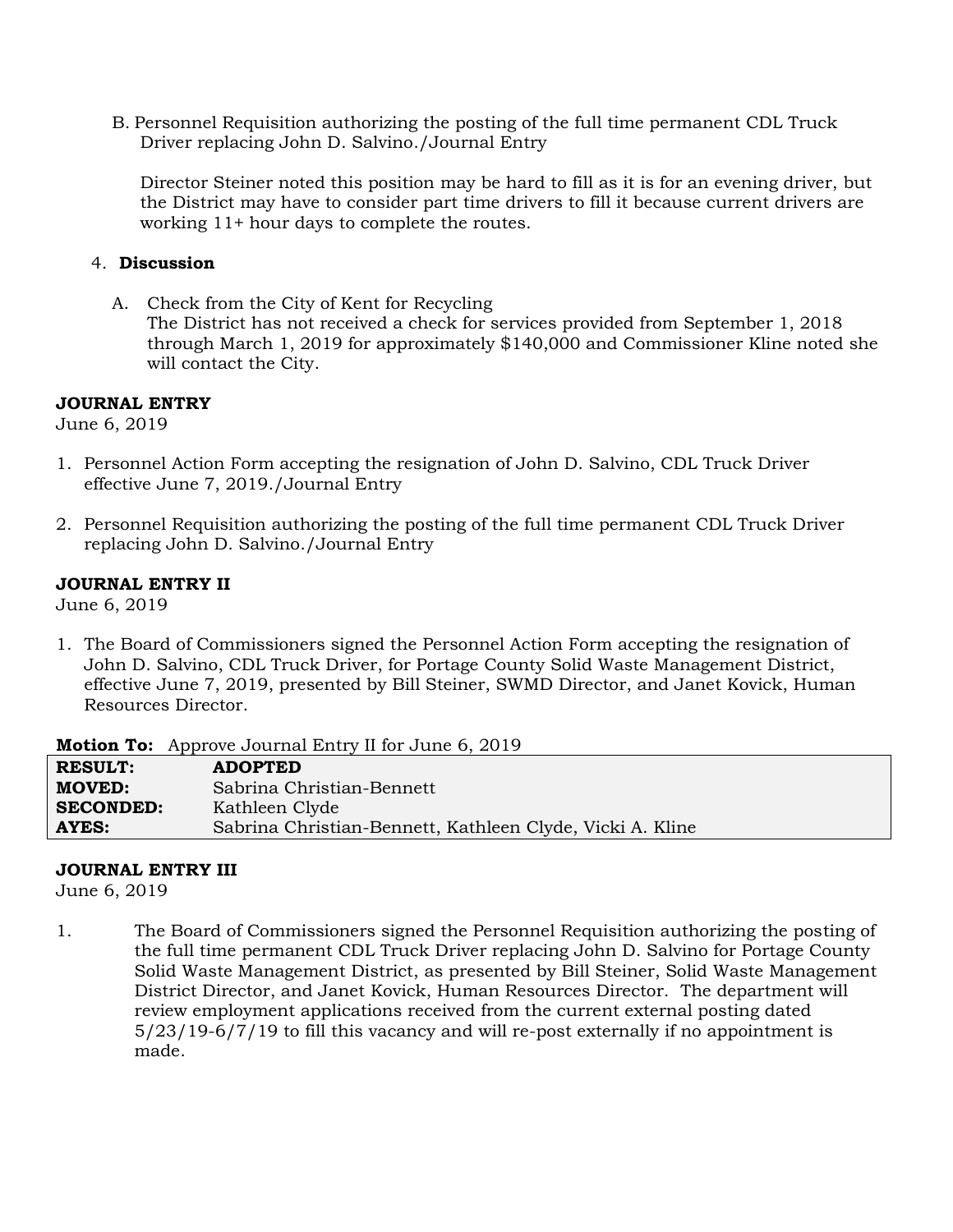B. Personnel Requisition authorizing the posting of the full time permanent CDL Truck Driver replacing John D. Salvino./Journal Entry

Director Steiner noted this position may be hard to fill as it is for an evening driver, but the District may have to consider part time drivers to fill it because current drivers are working 11+ hour days to complete the routes.

4. **Discussion**

   A. Check from the City of Kent for Recycling
   The District has not received a check for services provided from September 1, 2018 through March 1, 2019 for approximately $140,000 and Commissioner Kline noted she will contact the City.

**JOURNAL ENTRY**
June 6, 2019

1. Personnel Action Form accepting the resignation of John D. Salvino, CDL Truck Driver effective June 7, 2019./Journal Entry

2. Personnel Requisition authorizing the posting of the full time permanent CDL Truck Driver replacing John D. Salvino./Journal Entry

**JOURNAL ENTRY II**
June 6, 2019

1. The Board of Commissioners signed the Personnel Action Form accepting the resignation of John D. Salvino, CDL Truck Driver, for Portage County Solid Waste Management District, effective June 7, 2019, presented by Bill Steiner, SWMD Director, and Janet Kovick, Human Resources Director.

**Motion To:** Approve Journal Entry II for June 6, 2019

| | |
|---|---|
| **RESULT:** | **ADOPTED** |
| **MOVED:** | Sabrina Christian-Bennett |
| **SECONDED:** | Kathleen Clyde |
| **AYES:** | Sabrina Christian-Bennett, Kathleen Clyde, Vicki A. Kline |

**JOURNAL ENTRY III**
June 6, 2019

1. The Board of Commissioners signed the Personnel Requisition authorizing the posting of the full time permanent CDL Truck Driver replacing John D. Salvino for Portage County Solid Waste Management District, as presented by Bill Steiner, Solid Waste Management District Director, and Janet Kovick, Human Resources Director. The department will review employment applications received from the current external posting dated 5/23/19-6/7/19 to fill this vacancy and will re-post externally if no appointment is made.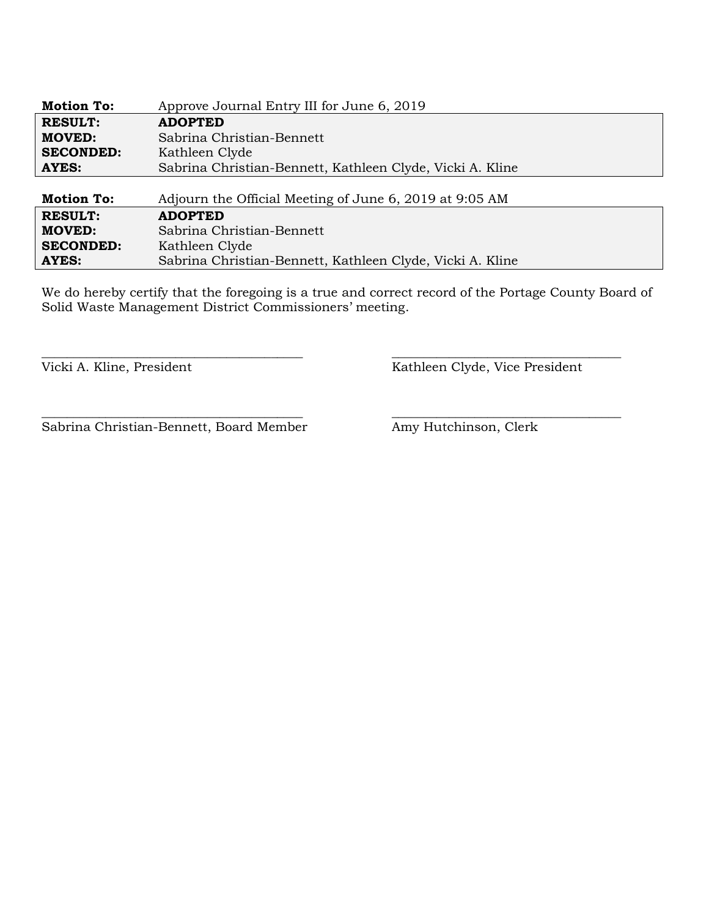| | |
|---|---|
| **Motion To:** | Approve Journal Entry III for June 6, 2019 |
| **RESULT:** | **ADOPTED** |
| **MOVED:** | Sabrina Christian-Bennett |
| **SECONDED:** | Kathleen Clyde |
| **AYES:** | Sabrina Christian-Bennett, Kathleen Clyde, Vicki A. Kline |

| | |
|---|---|
| **Motion To:** | Adjourn the Official Meeting of June 6, 2019 at 9:05 AM |
| **RESULT:** | **ADOPTED** |
| **MOVED:** | Sabrina Christian-Bennett |
| **SECONDED:** | Kathleen Clyde |
| **AYES:** | Sabrina Christian-Bennett, Kathleen Clyde, Vicki A. Kline |

We do hereby certify that the foregoing is a true and correct record of the Portage County Board of Solid Waste Management District Commissioners' meeting.

\_\_\_\_\_\_\_\_\_\_\_\_\_\_\_\_\_\_\_\_\_\_\_\_\_\_\_\_\_\_\_\_\_\_\_\_\_\_\_
Vicki A. Kline, President

\_\_\_\_\_\_\_\_\_\_\_\_\_\_\_\_\_\_\_\_\_\_\_\_\_\_\_\_\_\_\_\_\_\_\_\_\_\_\_
Kathleen Clyde, Vice President

\_\_\_\_\_\_\_\_\_\_\_\_\_\_\_\_\_\_\_\_\_\_\_\_\_\_\_\_\_\_\_\_\_\_\_\_\_\_\_
Sabrina Christian-Bennett, Board Member

\_\_\_\_\_\_\_\_\_\_\_\_\_\_\_\_\_\_\_\_\_\_\_\_\_\_\_\_\_\_\_\_\_\_\_\_\_\_\_
Amy Hutchinson, Clerk